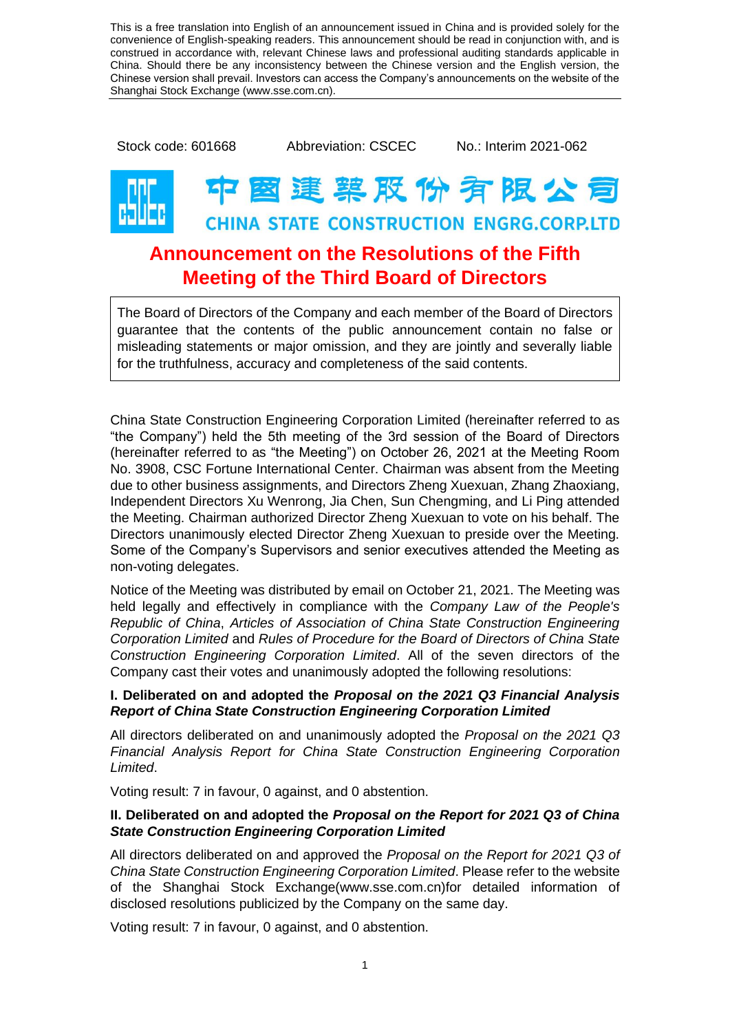This is a free translation into English of an announcement issued in China and is provided solely for the convenience of English-speaking readers. This announcement should be read in conjunction with, and is construed in accordance with, relevant Chinese laws and professional auditing standards applicable in China. Should there be any inconsistency between the Chinese version and the English version, the Chinese version shall prevail. Investors can access the Company's announcements on the website of the Shanghai Stock Exchange (www.sse.com.cn).

Stock code: 601668 Abbreviation: CSCEC No.: Interim 2021-062

中国建筑股份有限公司

CHINA STATE CONSTRUCTION ENGRG.CORP.LTD

# Announcement on the Resolutions of the Fifth Meeting of the Third Board of Directors

The Board of Directors of the Company and each member of the Board of Directors guarantee that the contents of the public announcement contain no false or misleading statements or major omission, and they are jointly and severally liable for the truthfulness, accuracy and completeness of the said contents.

China State Construction Engineering Corporation Limited (hereinafter referred to as "the Company") held the 5th meeting of the 3rd session of the Board of Directors (hereinafter referred to as "the Meeting") on October 26, 2021 at the Meeting Room No. 3908, CSC Fortune International Center. Chairman was absent from the Meeting due to other business assignments, and Directors Zheng Xuexuan, Zhang Zhaoxiang, Independent Directors Xu Wenrong, Jia Chen, Sun Chengming, and Li Ping attended the Meeting. Chairman authorized Director Zheng Xuexuan to vote on his behalf. The Directors unanimously elected Director Zheng Xuexuan to preside over the Meeting. Some of the Company's Supervisors and senior executives attended the Meeting as non-voting delegates.

Notice of the Meeting was distributed by email on October 21, 2021. The Meeting was held legally and effectively in compliance with the *Company Law of the People's Republic of China*, *Articles of Association of China State Construction Engineering Corporation Limited* and *Rules of Procedure for the Board of Directors of China State Construction Engineering Corporation Limited*. All of the seven directors of the Company cast their votes and unanimously adopted the following resolutions:

**I. Deliberated on and adopted the *Proposal on the 2021 Q3 Financial Analysis Report of China State Construction Engineering Corporation Limited***

All directors deliberated on and unanimously adopted the *Proposal on the 2021 Q3 Financial Analysis Report for China State Construction Engineering Corporation Limited*.

Voting result: 7 in favour, 0 against, and 0 abstention.

**II. Deliberated on and adopted the *Proposal on the Report for 2021 Q3 of China State Construction Engineering Corporation Limited***

All directors deliberated on and approved the *Proposal on the Report for 2021 Q3 of China State Construction Engineering Corporation Limited*. Please refer to the website of the Shanghai Stock Exchange(www.sse.com.cn)for detailed information of disclosed resolutions publicized by the Company on the same day.

Voting result: 7 in favour, 0 against, and 0 abstention.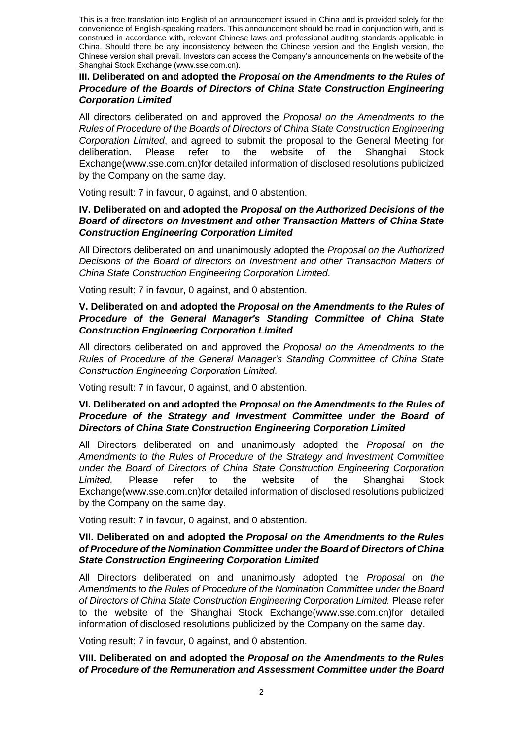**III. Deliberated on and adopted the *Proposal on the Amendments to the Rules of Procedure of the Boards of Directors of China State Construction Engineering Corporation Limited***

All directors deliberated on and approved the *Proposal on the Amendments to the Rules of Procedure of the Boards of Directors of China State Construction Engineering Corporation Limited*, and agreed to submit the proposal to the General Meeting for deliberation. Please refer to the website of the Shanghai Stock Exchange(www.sse.com.cn)for detailed information of disclosed resolutions publicized by the Company on the same day.

Voting result: 7 in favour, 0 against, and 0 abstention.

**IV. Deliberated on and adopted the *Proposal on the Authorized Decisions of the Board of directors on Investment and other Transaction Matters of China State Construction Engineering Corporation Limited***

All Directors deliberated on and unanimously adopted the *Proposal on the Authorized Decisions of the Board of directors on Investment and other Transaction Matters of China State Construction Engineering Corporation Limited*.

Voting result: 7 in favour, 0 against, and 0 abstention.

**V. Deliberated on and adopted the *Proposal on the Amendments to the Rules of Procedure of the General Manager's Standing Committee of China State Construction Engineering Corporation Limited***

All directors deliberated on and approved the *Proposal on the Amendments to the Rules of Procedure of the General Manager's Standing Committee of China State Construction Engineering Corporation Limited*.

Voting result: 7 in favour, 0 against, and 0 abstention.

**VI. Deliberated on and adopted the *Proposal on the Amendments to the Rules of Procedure of the Strategy and Investment Committee under the Board of Directors of China State Construction Engineering Corporation Limited***

All Directors deliberated on and unanimously adopted the *Proposal on the Amendments to the Rules of Procedure of the Strategy and Investment Committee under the Board of Directors of China State Construction Engineering Corporation Limited.* Please refer to the website of the Shanghai Stock Exchange(www.sse.com.cn)for detailed information of disclosed resolutions publicized by the Company on the same day.

Voting result: 7 in favour, 0 against, and 0 abstention.

**VII. Deliberated on and adopted the *Proposal on the Amendments to the Rules of Procedure of the Nomination Committee under the Board of Directors of China State Construction Engineering Corporation Limited***

All Directors deliberated on and unanimously adopted the *Proposal on the Amendments to the Rules of Procedure of the Nomination Committee under the Board of Directors of China State Construction Engineering Corporation Limited.* Please refer to the website of the Shanghai Stock Exchange(www.sse.com.cn)for detailed information of disclosed resolutions publicized by the Company on the same day.

Voting result: 7 in favour, 0 against, and 0 abstention.

**VIII. Deliberated on and adopted the *Proposal on the Amendments to the Rules of Procedure of the Remuneration and Assessment Committee under the Board***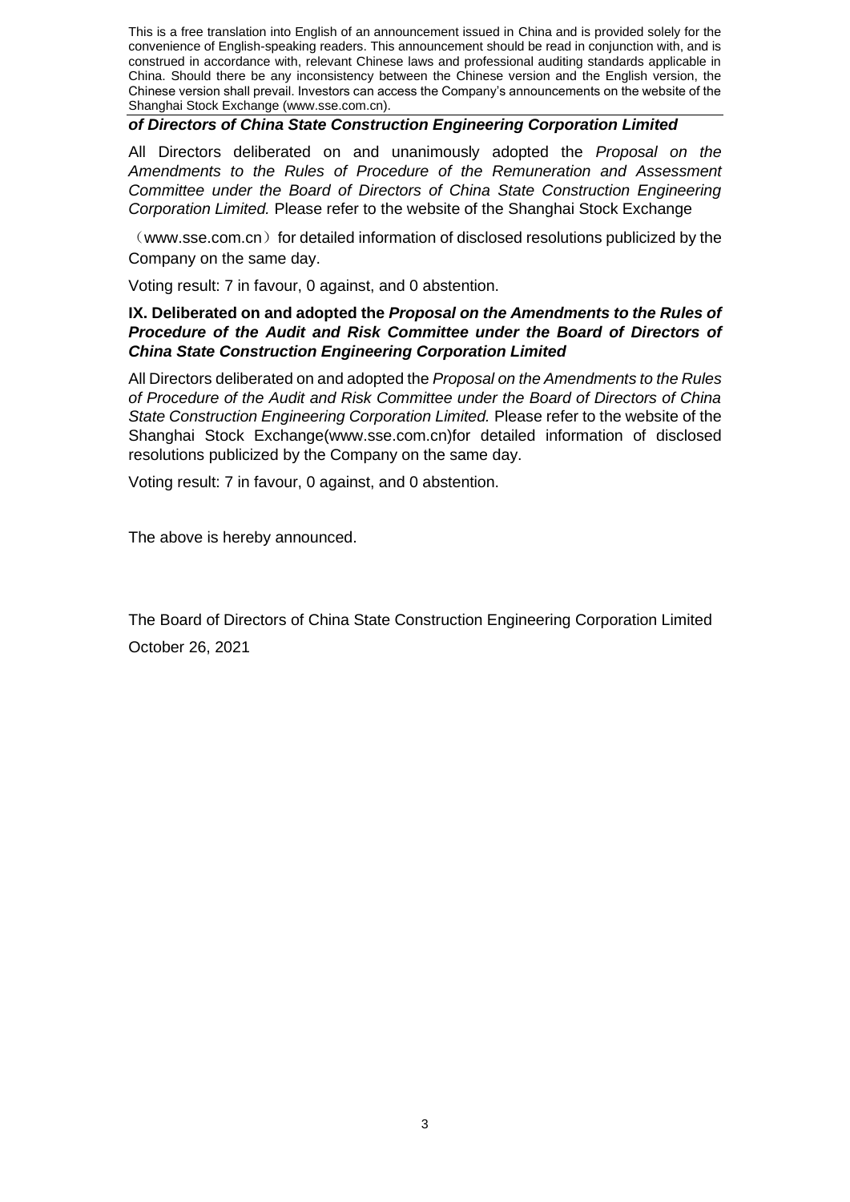***of Directors of China State Construction Engineering Corporation Limited***

All Directors deliberated on and unanimously adopted the *Proposal on the Amendments to the Rules of Procedure of the Remuneration and Assessment Committee under the Board of Directors of China State Construction Engineering Corporation Limited.* Please refer to the website of the Shanghai Stock Exchange

（www.sse.com.cn）for detailed information of disclosed resolutions publicized by the Company on the same day.

Voting result: 7 in favour, 0 against, and 0 abstention.

**IX. Deliberated on and adopted the *Proposal on the Amendments to the Rules of Procedure of the Audit and Risk Committee under the Board of Directors of China State Construction Engineering Corporation Limited***

All Directors deliberated on and adopted the *Proposal on the Amendments to the Rules of Procedure of the Audit and Risk Committee under the Board of Directors of China State Construction Engineering Corporation Limited.* Please refer to the website of the Shanghai Stock Exchange(www.sse.com.cn)for detailed information of disclosed resolutions publicized by the Company on the same day.

Voting result: 7 in favour, 0 against, and 0 abstention.

The above is hereby announced.

The Board of Directors of China State Construction Engineering Corporation Limited

October 26, 2021